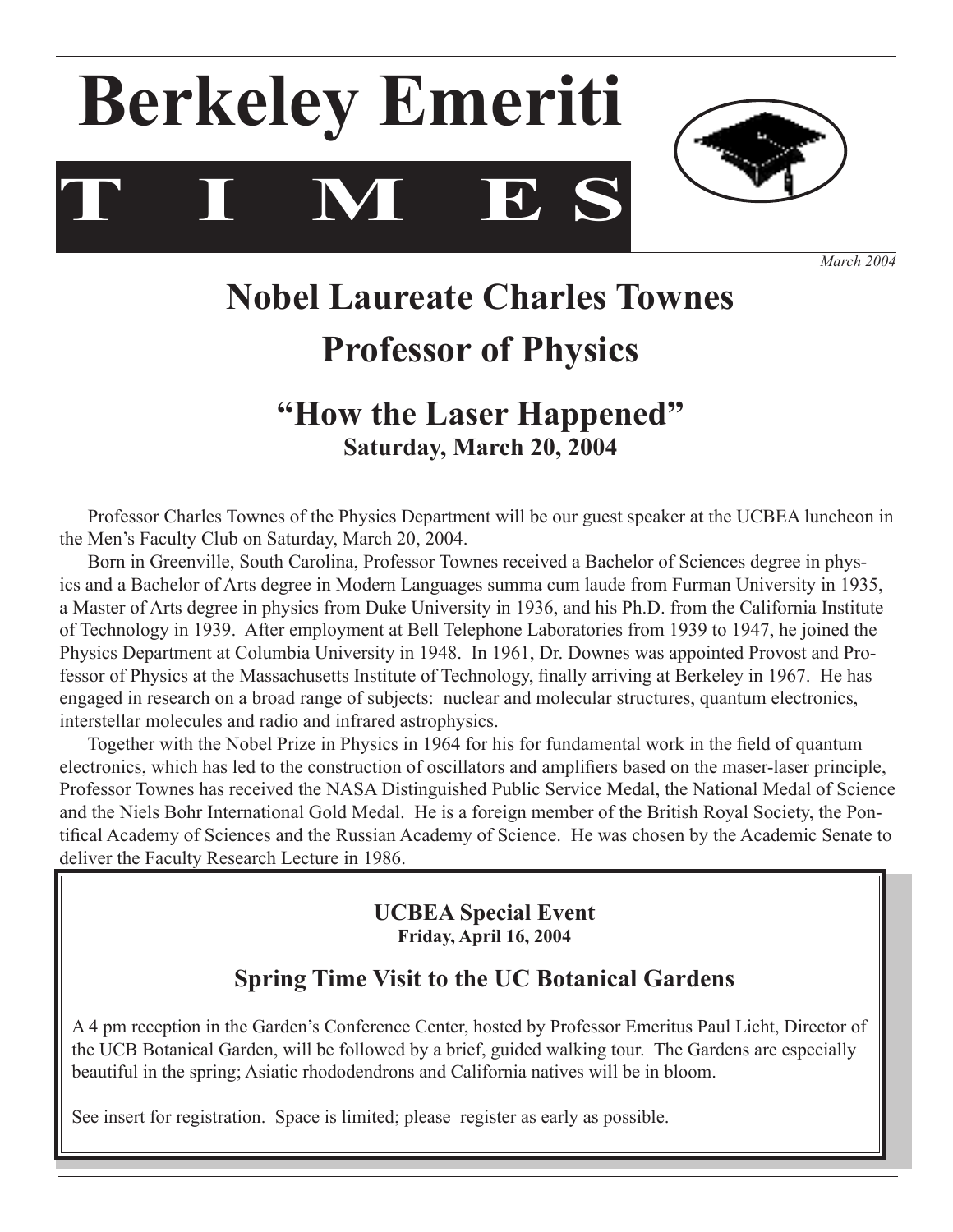# Berkeley Emeriti

# T I M E S

*March 2004*

## Nobel Laureate Charles Townes

## Professor of Physics

### "How the Laser Happened"

**Saturday, March 20, 2004**

Professor Charles Townes of the Physics Department will be our guest speaker at the UCBEA luncheon in the Men's Faculty Club on Saturday, March 20, 2004.

Born in Greenville, South Carolina, Professor Townes received a Bachelor of Sciences degree in physics and a Bachelor of Arts degree in Modern Languages summa cum laude from Furman University in 1935, a Master of Arts degree in physics from Duke University in 1936, and his Ph.D. from the California Institute of Technology in 1939. After employment at Bell Telephone Laboratories from 1939 to 1947, he joined the Physics Department at Columbia University in 1948. In 1961, Dr. Downes was appointed Provost and Professor of Physics at the Massachusetts Institute of Technology, finally arriving at Berkeley in 1967. He has engaged in research on a broad range of subjects: nuclear and molecular structures, quantum electronics, interstellar molecules and radio and infrared astrophysics.

Together with the Nobel Prize in Physics in 1964 for his for fundamental work in the field of quantum electronics, which has led to the construction of oscillators and amplifiers based on the maser-laser principle, Professor Townes has received the NASA Distinguished Public Service Medal, the National Medal of Science and the Niels Bohr International Gold Medal. He is a foreign member of the British Royal Society, the Pontifical Academy of Sciences and the Russian Academy of Science. He was chosen by the Academic Senate to deliver the Faculty Research Lecture in 1986.

---

**UCBEA Special Event**

**Friday, April 16, 2004**

### Spring Time Visit to the UC Botanical Gardens

A 4 pm reception in the Garden's Conference Center, hosted by Professor Emeritus Paul Licht, Director of the UCB Botanical Garden, will be followed by a brief, guided walking tour. The Gardens are especially beautiful in the spring; Asiatic rhododendrons and California natives will be in bloom.

See insert for registration. Space is limited; please register as early as possible.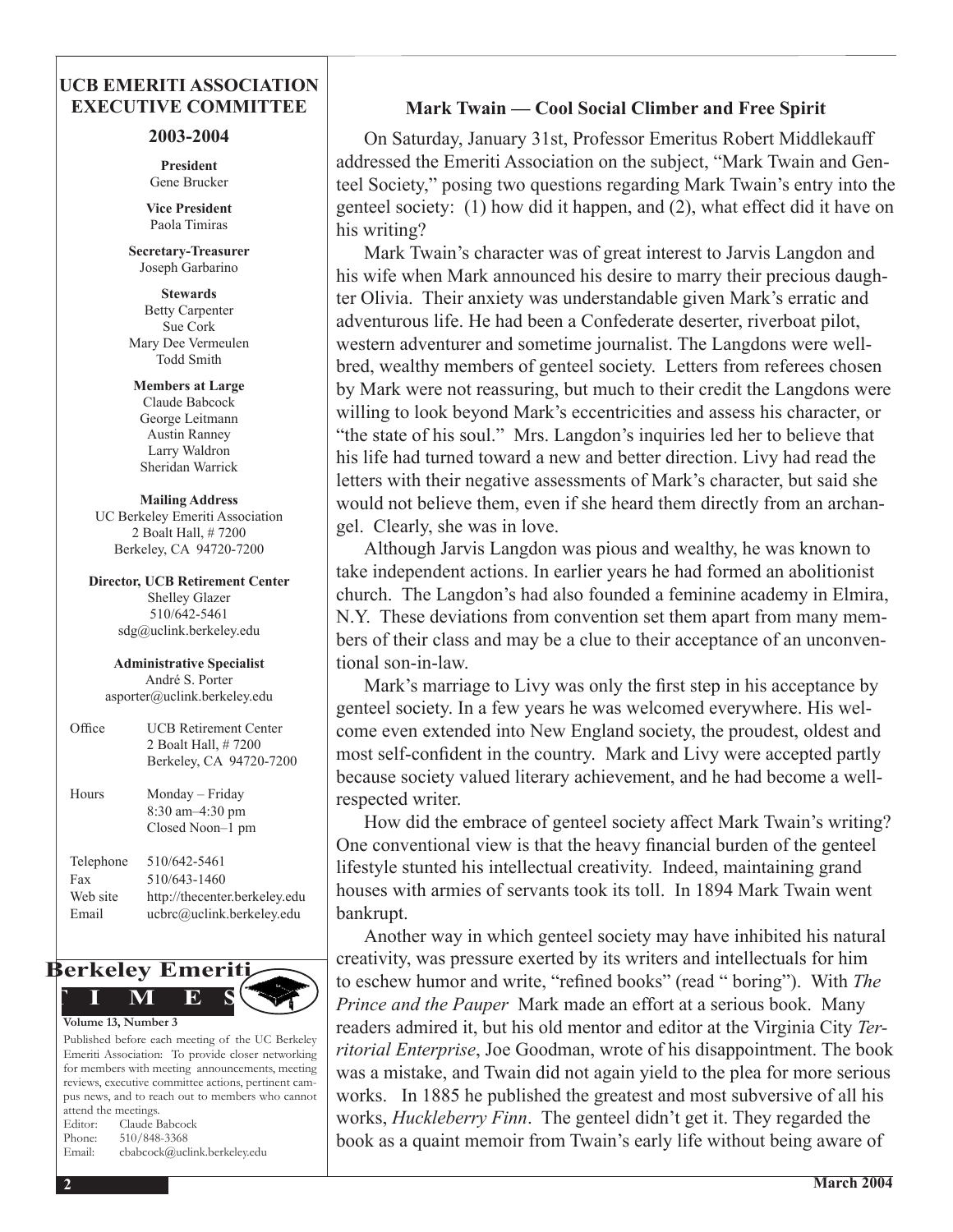## UCB EMERITI ASSOCIATION EXECUTIVE COMMITTEE

### 2003-2004

**President**
Gene Brucker

**Vice President**
Paola Timiras

**Secretary-Treasurer**
Joseph Garbarino

**Stewards**
Betty Carpenter
Sue Cork
Mary Dee Vermeulen
Todd Smith

**Members at Large**
Claude Babcock
George Leitmann
Austin Ranney
Larry Waldron
Sheridan Warrick

**Mailing Address**
UC Berkeley Emeriti Association
2 Boalt Hall, # 7200
Berkeley, CA 94720-7200

**Director, UCB Retirement Center**
Shelley Glazer
510/642-5461
sdg@uclink.berkeley.edu

**Administrative Specialist**
André S. Porter
asporter@uclink.berkeley.edu

| | |
|---|---|
| Office | UCB Retirement Center<br>2 Boalt Hall, # 7200<br>Berkeley, CA 94720-7200 |
| Hours | Monday – Friday<br>8:30 am–4:30 pm<br>Closed Noon–1 pm |
| Telephone | 510/642-5461 |
| Fax | 510/643-1460 |
| Web site | http://thecenter.berkeley.edu |
| Email | ucbrc@uclink.berkeley.edu |

**Berkeley Emeriti TIMES**

**Volume 13, Number 3**

Published before each meeting of the UC Berkeley Emeriti Association: To provide closer networking for members with meeting announcements, meeting reviews, executive committee actions, pertinent campus news, and to reach out to members who cannot attend the meetings.
Editor: Claude Babcock
Phone: 510/848-3368
Email: cbabcock@uclink.berkeley.edu

## Mark Twain — Cool Social Climber and Free Spirit

On Saturday, January 31st, Professor Emeritus Robert Middlekauff addressed the Emeriti Association on the subject, "Mark Twain and Genteel Society," posing two questions regarding Mark Twain's entry into the genteel society: (1) how did it happen, and (2), what effect did it have on his writing?

Mark Twain's character was of great interest to Jarvis Langdon and his wife when Mark announced his desire to marry their precious daughter Olivia. Their anxiety was understandable given Mark's erratic and adventurous life. He had been a Confederate deserter, riverboat pilot, western adventurer and sometime journalist. The Langdons were well-bred, wealthy members of genteel society. Letters from referees chosen by Mark were not reassuring, but much to their credit the Langdons were willing to look beyond Mark's eccentricities and assess his character, or "the state of his soul." Mrs. Langdon's inquiries led her to believe that his life had turned toward a new and better direction. Livy had read the letters with their negative assessments of Mark's character, but said she would not believe them, even if she heard them directly from an archangel. Clearly, she was in love.

Although Jarvis Langdon was pious and wealthy, he was known to take independent actions. In earlier years he had formed an abolitionist church. The Langdon's had also founded a feminine academy in Elmira, N.Y. These deviations from convention set them apart from many members of their class and may be a clue to their acceptance of an unconventional son-in-law.

Mark's marriage to Livy was only the first step in his acceptance by genteel society. In a few years he was welcomed everywhere. His welcome even extended into New England society, the proudest, oldest and most self-confident in the country. Mark and Livy were accepted partly because society valued literary achievement, and he had become a well-respected writer.

How did the embrace of genteel society affect Mark Twain's writing? One conventional view is that the heavy financial burden of the genteel lifestyle stunted his intellectual creativity. Indeed, maintaining grand houses with armies of servants took its toll. In 1894 Mark Twain went bankrupt.

Another way in which genteel society may have inhibited his natural creativity, was pressure exerted by its writers and intellectuals for him to eschew humor and write, "refined books" (read " boring"). With *The Prince and the Pauper* Mark made an effort at a serious book. Many readers admired it, but his old mentor and editor at the Virginia City *Territorial Enterprise*, Joe Goodman, wrote of his disappointment. The book was a mistake, and Twain did not again yield to the plea for more serious works. In 1885 he published the greatest and most subversive of all his works, *Huckleberry Finn*. The genteel didn't get it. They regarded the book as a quaint memoir from Twain's early life without being aware of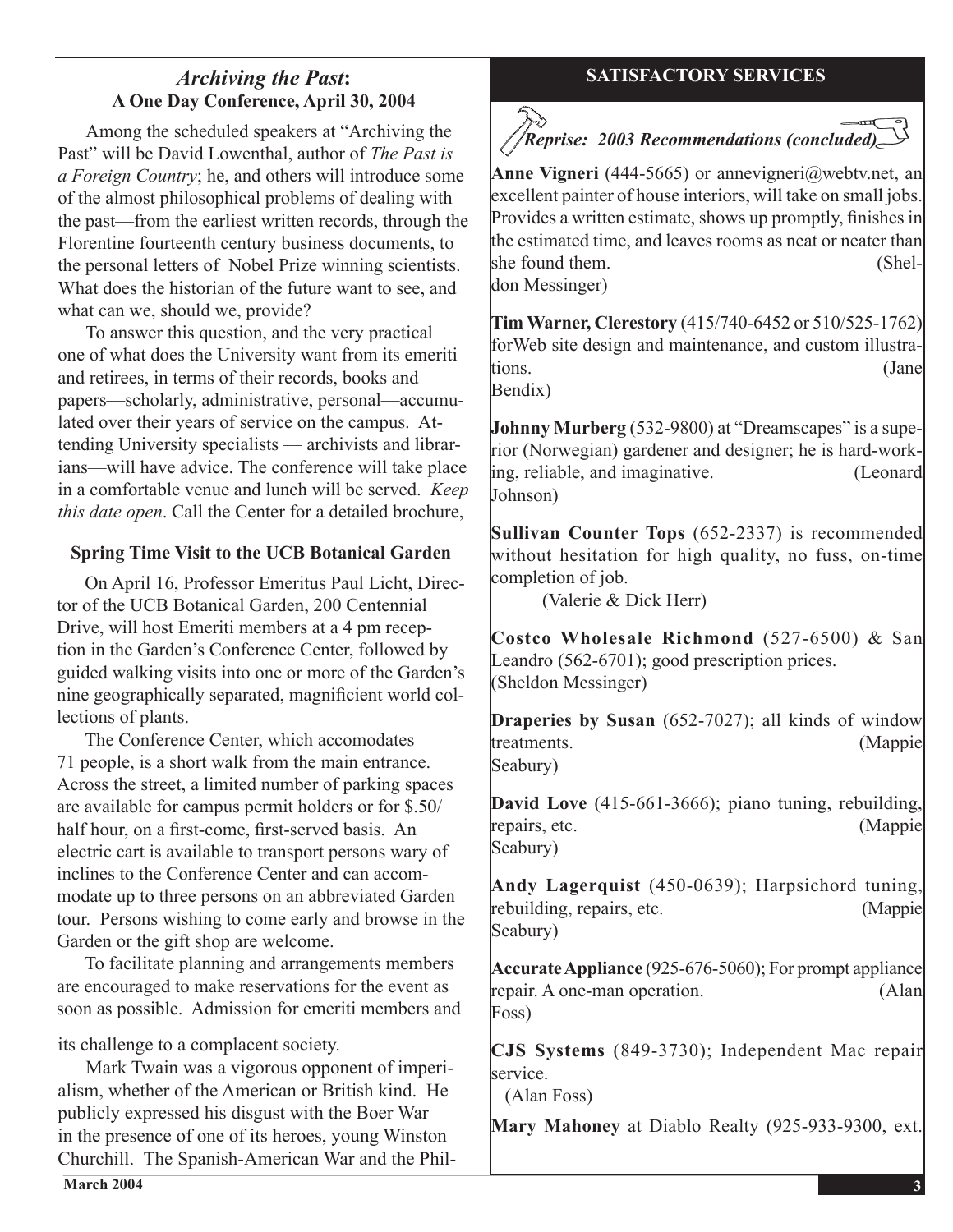## *Archiving the Past*: A One Day Conference, April 30, 2004

Among the scheduled speakers at "Archiving the Past" will be David Lowenthal, author of *The Past is a Foreign Country*; he, and others will introduce some of the almost philosophical problems of dealing with the past—from the earliest written records, through the Florentine fourteenth century business documents, to the personal letters of Nobel Prize winning scientists. What does the historian of the future want to see, and what can we, should we, provide?

To answer this question, and the very practical one of what does the University want from its emeriti and retirees, in terms of their records, books and papers—scholarly, administrative, personal—accumulated over their years of service on the campus. Attending University specialists — archivists and librarians—will have advice. The conference will take place in a comfortable venue and lunch will be served. *Keep this date open*. Call the Center for a detailed brochure,

### Spring Time Visit to the UCB Botanical Garden

On April 16, Professor Emeritus Paul Licht, Director of the UCB Botanical Garden, 200 Centennial Drive, will host Emeriti members at a 4 pm reception in the Garden's Conference Center, followed by guided walking visits into one or more of the Garden's nine geographically separated, magnificent world collections of plants.

The Conference Center, which accomodates 71 people, is a short walk from the main entrance. Across the street, a limited number of parking spaces are available for campus permit holders or for $.50/half hour, on a first-come, first-served basis. An electric cart is available to transport persons wary of inclines to the Conference Center and can accommodate up to three persons on an abbreviated Garden tour. Persons wishing to come early and browse in the Garden or the gift shop are welcome.

To facilitate planning and arrangements members are encouraged to make reservations for the event as soon as possible. Admission for emeriti members and

its challenge to a complacent society.

Mark Twain was a vigorous opponent of imperialism, whether of the American or British kind. He publicly expressed his disgust with the Boer War in the presence of one of its heroes, young Winston Churchill. The Spanish-American War and the Phil-

## SATISFACTORY SERVICES

### *Reprise: 2003 Recommendations (concluded)*

**Anne Vigneri** (444-5665) or annevigneri@webtv.net, an excellent painter of house interiors, will take on small jobs. Provides a written estimate, shows up promptly, finishes in the estimated time, and leaves rooms as neat or neater than she found them. (Sheldon Messinger)

**Tim Warner, Clerestory** (415/740-6452 or 510/525-1762) forWeb site design and maintenance, and custom illustrations. (Jane Bendix)

**Johnny Murberg** (532-9800) at "Dreamscapes" is a superior (Norwegian) gardener and designer; he is hard-working, reliable, and imaginative. (Leonard Johnson)

**Sullivan Counter Tops** (652-2337) is recommended without hesitation for high quality, no fuss, on-time completion of job.
(Valerie & Dick Herr)

**Costco Wholesale Richmond** (527-6500) & San Leandro (562-6701); good prescription prices. (Sheldon Messinger)

**Draperies by Susan** (652-7027); all kinds of window treatments. (Mappie Seabury)

**David Love** (415-661-3666); piano tuning, rebuilding, repairs, etc. (Mappie Seabury)

**Andy Lagerquist** (450-0639); Harpsichord tuning, rebuilding, repairs, etc. (Mappie Seabury)

**Accurate Appliance** (925-676-5060); For prompt appliance repair. A one-man operation. (Alan Foss)

**CJS Systems** (849-3730); Independent Mac repair service.
(Alan Foss)

**Mary Mahoney** at Diablo Realty (925-933-9300, ext.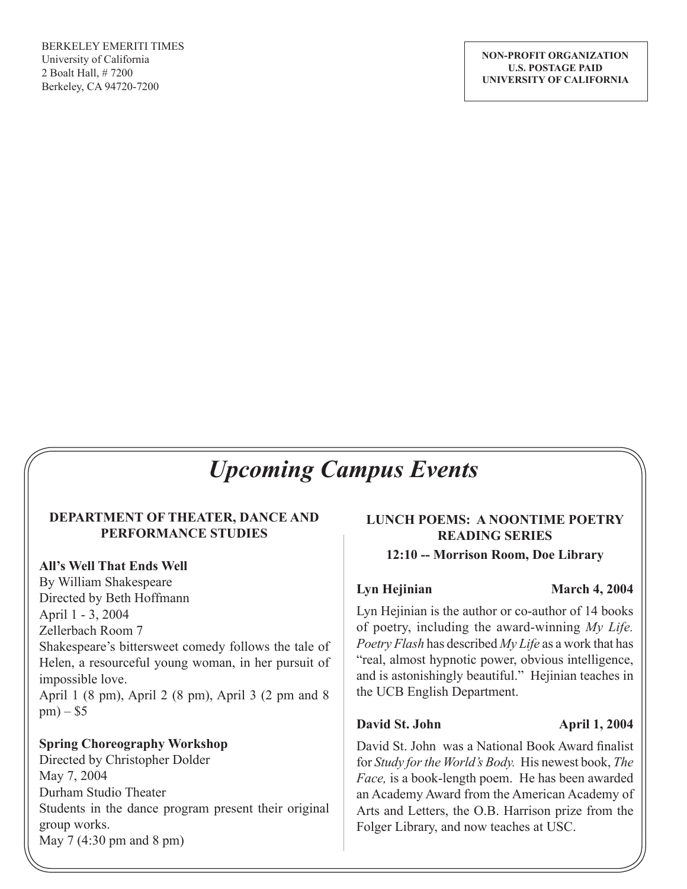BERKELEY EMERITI TIMES
University of California
2 Boalt Hall, # 7200
Berkeley, CA 94720-7200

**NON-PROFIT ORGANIZATION**
**U.S. POSTAGE PAID**
**UNIVERSITY OF CALIFORNIA**

# *Upcoming Campus Events*

### DEPARTMENT OF THEATER, DANCE AND PERFORMANCE STUDIES

**All's Well That Ends Well**
By William Shakespeare
Directed by Beth Hoffmann
April 1 - 3, 2004
Zellerbach Room 7
Shakespeare's bittersweet comedy follows the tale of Helen, a resourceful young woman, in her pursuit of impossible love.
April 1 (8 pm), April 2 (8 pm), April 3 (2 pm and 8 pm) – $5

**Spring Choreography Workshop**
Directed by Christopher Dolder
May 7, 2004
Durham Studio Theater
Students in the dance program present their original group works.
May 7 (4:30 pm and 8 pm)

### LUNCH POEMS: A NOONTIME POETRY READING SERIES

**12:10 -- Morrison Room, Doe Library**

**Lyn Hejinian** — **March 4, 2004**

Lyn Hejinian is the author or co-author of 14 books of poetry, including the award-winning *My Life. Poetry Flash* has described *My Life* as a work that has "real, almost hypnotic power, obvious intelligence, and is astonishingly beautiful." Hejinian teaches in the UCB English Department.

**David St. John** — **April 1, 2004**

David St. John was a National Book Award finalist for *Study for the World's Body.* His newest book, *The Face,* is a book-length poem. He has been awarded an Academy Award from the American Academy of Arts and Letters, the O.B. Harrison prize from the Folger Library, and now teaches at USC.